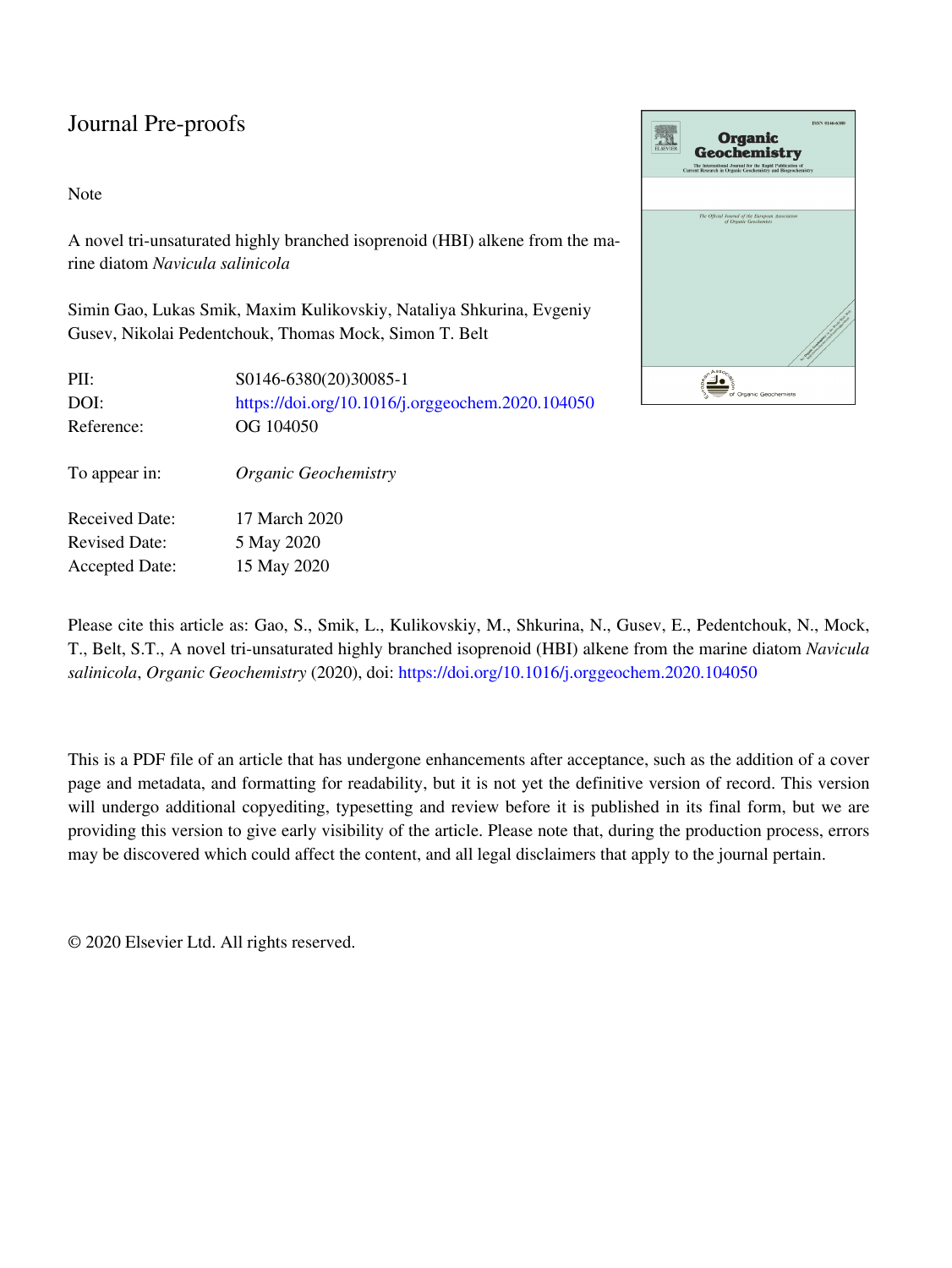Journal Pre-proofs

Note

A novel tri-unsaturated highly branched isoprenoid (HBI) alkene from the marine diatom *Navicula salinicola*

Simin Gao, Lukas Smik, Maxim Kulikovskiy, Nataliya Shkurina, Evgeniy Gusev, Nikolai Pedentchouk, Thomas Mock, Simon T. Belt

| | |
|---|---|
| PII: | S0146-6380(20)30085-1 |
| DOI: | https://doi.org/10.1016/j.orggeochem.2020.104050 |
| Reference: | OG 104050 |
| To appear in: | *Organic Geochemistry* |
| Received Date: | 17 March 2020 |
| Revised Date: | 5 May 2020 |
| Accepted Date: | 15 May 2020 |

Please cite this article as: Gao, S., Smik, L., Kulikovskiy, M., Shkurina, N., Gusev, E., Pedentchouk, N., Mock, T., Belt, S.T., A novel tri-unsaturated highly branched isoprenoid (HBI) alkene from the marine diatom *Navicula salinicola*, *Organic Geochemistry* (2020), doi: https://doi.org/10.1016/j.orggeochem.2020.104050

This is a PDF file of an article that has undergone enhancements after acceptance, such as the addition of a cover page and metadata, and formatting for readability, but it is not yet the definitive version of record. This version will undergo additional copyediting, typesetting and review before it is published in its final form, but we are providing this version to give early visibility of the article. Please note that, during the production process, errors may be discovered which could affect the content, and all legal disclaimers that apply to the journal pertain.

© 2020 Elsevier Ltd. All rights reserved.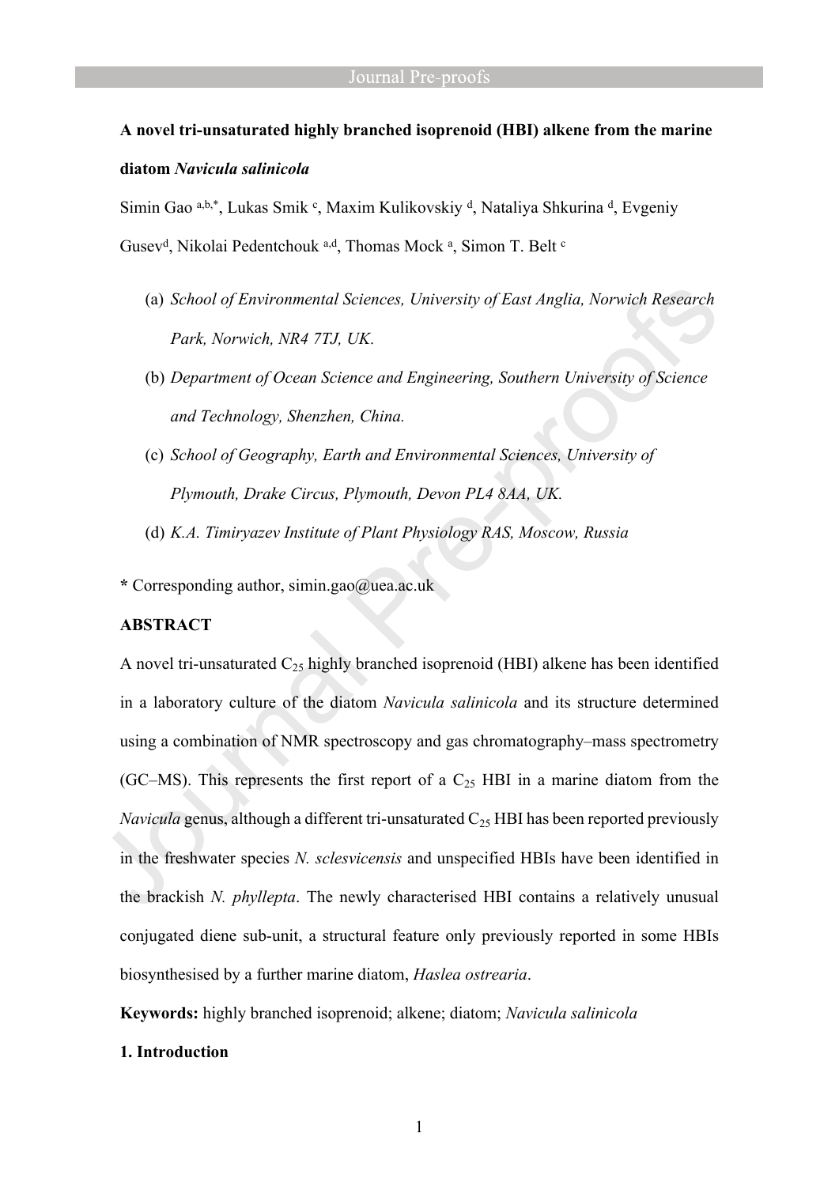**A novel tri-unsaturated highly branched isoprenoid (HBI) alkene from the marine diatom *Navicula salinicola***

Simin Gao [a,b,*], Lukas Smik [c], Maxim Kulikovskiy [d], Nataliya Shkurina [d], Evgeniy Gusev[d], Nikolai Pedentchouk [a,d], Thomas Mock [a], Simon T. Belt [c]

(a) *School of Environmental Sciences, University of East Anglia, Norwich Research Park, Norwich, NR4 7TJ, UK.*

(b) *Department of Ocean Science and Engineering, Southern University of Science and Technology, Shenzhen, China.*

(c) *School of Geography, Earth and Environmental Sciences, University of Plymouth, Drake Circus, Plymouth, Devon PL4 8AA, UK.*

(d) *K.A. Timiryazev Institute of Plant Physiology RAS, Moscow, Russia*

**\*** Corresponding author, simin.gao@uea.ac.uk

**ABSTRACT**

A novel tri-unsaturated $C_{25}$ highly branched isoprenoid (HBI) alkene has been identified in a laboratory culture of the diatom *Navicula salinicola* and its structure determined using a combination of NMR spectroscopy and gas chromatography–mass spectrometry (GC–MS). This represents the first report of a $C_{25}$ HBI in a marine diatom from the *Navicula* genus, although a different tri-unsaturated $C_{25}$ HBI has been reported previously in the freshwater species *N. sclesvicensis* and unspecified HBIs have been identified in the brackish *N. phyllepta*. The newly characterised HBI contains a relatively unusual conjugated diene sub-unit, a structural feature only previously reported in some HBIs biosynthesised by a further marine diatom, *Haslea ostrearia*.

**Keywords:** highly branched isoprenoid; alkene; diatom; *Navicula salinicola*

## 1. Introduction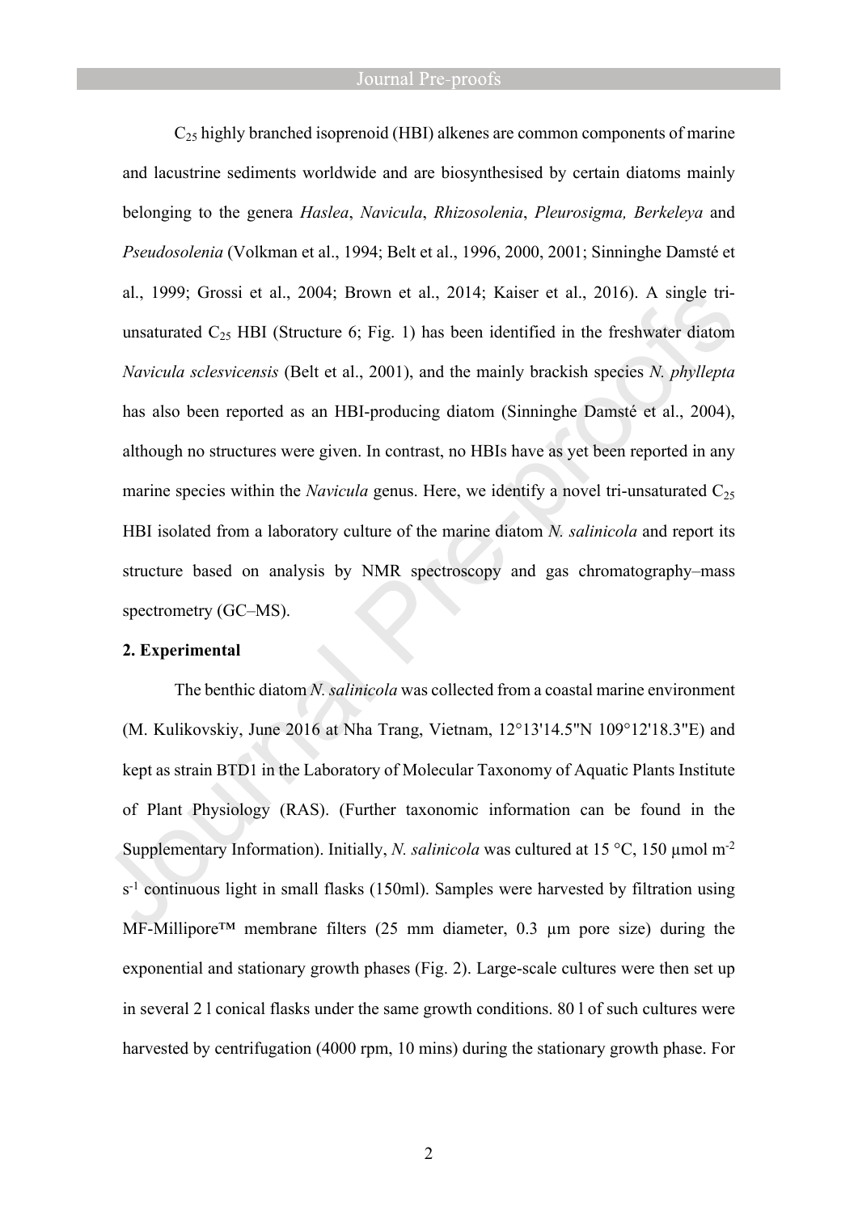$C_{25}$ highly branched isoprenoid (HBI) alkenes are common components of marine and lacustrine sediments worldwide and are biosynthesised by certain diatoms mainly belonging to the genera *Haslea*, *Navicula*, *Rhizosolenia*, *Pleurosigma, Berkeleya* and *Pseudosolenia* (Volkman et al., 1994; Belt et al., 1996, 2000, 2001; Sinninghe Damsté et al., 1999; Grossi et al., 2004; Brown et al., 2014; Kaiser et al., 2016). A single tri-unsaturated $C_{25}$ HBI (Structure 6; Fig. 1) has been identified in the freshwater diatom *Navicula sclesvicensis* (Belt et al., 2001), and the mainly brackish species *N. phyllepta* has also been reported as an HBI-producing diatom (Sinninghe Damsté et al., 2004), although no structures were given. In contrast, no HBIs have as yet been reported in any marine species within the *Navicula* genus. Here, we identify a novel tri-unsaturated $C_{25}$ HBI isolated from a laboratory culture of the marine diatom *N. salinicola* and report its structure based on analysis by NMR spectroscopy and gas chromatography–mass spectrometry (GC–MS).

## 2. Experimental

The benthic diatom *N. salinicola* was collected from a coastal marine environment (M. Kulikovskiy, June 2016 at Nha Trang, Vietnam, 12°13'14.5"N 109°12'18.3"E) and kept as strain BTD1 in the Laboratory of Molecular Taxonomy of Aquatic Plants Institute of Plant Physiology (RAS). (Further taxonomic information can be found in the Supplementary Information). Initially, *N. salinicola* was cultured at 15 °C, 150 µmol $m^{-2}$ $s^{-1}$ continuous light in small flasks (150ml). Samples were harvested by filtration using MF-Millipore™ membrane filters (25 mm diameter, 0.3 µm pore size) during the exponential and stationary growth phases (Fig. 2). Large-scale cultures were then set up in several 2 l conical flasks under the same growth conditions. 80 l of such cultures were harvested by centrifugation (4000 rpm, 10 mins) during the stationary growth phase. For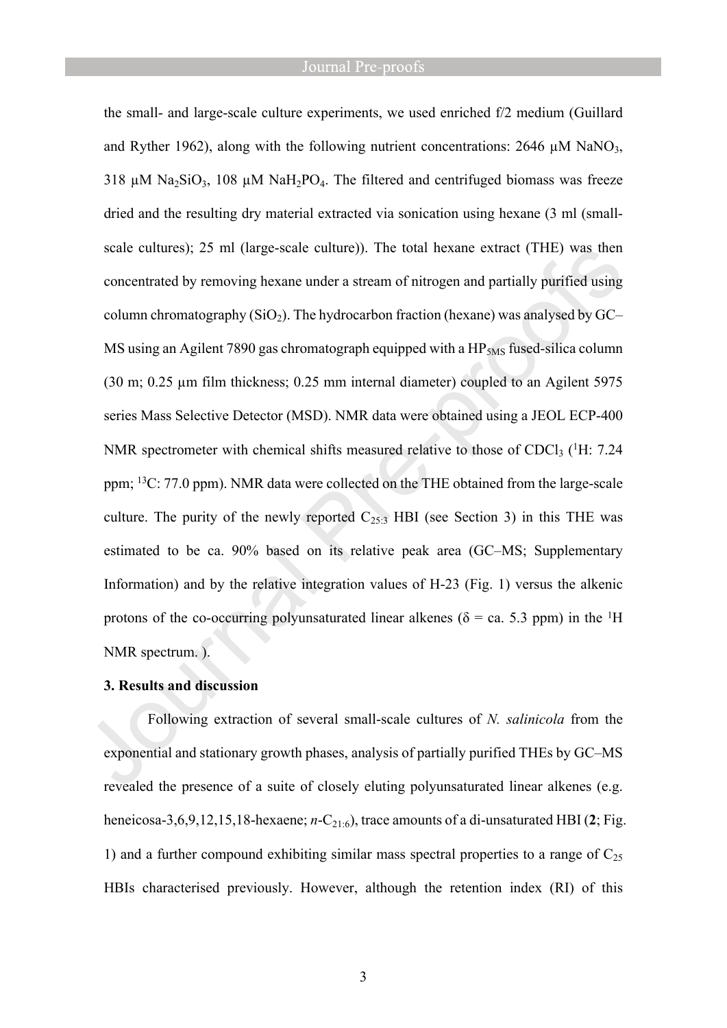the small- and large-scale culture experiments, we used enriched f/2 medium (Guillard and Ryther 1962), along with the following nutrient concentrations: 2646 µM $NaNO_3$, 318 µM $Na_2SiO_3$, 108 µM $NaH_2PO_4$. The filtered and centrifuged biomass was freeze dried and the resulting dry material extracted via sonication using hexane (3 ml (small-scale cultures); 25 ml (large-scale culture)). The total hexane extract (THE) was then concentrated by removing hexane under a stream of nitrogen and partially purified using column chromatography ($SiO_2$). The hydrocarbon fraction (hexane) was analysed by GC–MS using an Agilent 7890 gas chromatograph equipped with a $HP_{5MS}$ fused-silica column (30 m; 0.25 µm film thickness; 0.25 mm internal diameter) coupled to an Agilent 5975 series Mass Selective Detector (MSD). NMR data were obtained using a JEOL ECP-400 NMR spectrometer with chemical shifts measured relative to those of $CDCl_3$ ($^1H$: 7.24 ppm; $^{13}C$: 77.0 ppm). NMR data were collected on the THE obtained from the large-scale culture. The purity of the newly reported $C_{25:3}$ HBI (see Section 3) in this THE was estimated to be ca. 90% based on its relative peak area (GC–MS; Supplementary Information) and by the relative integration values of H-23 (Fig. 1) versus the alkenic protons of the co-occurring polyunsaturated linear alkenes ($\delta$ = ca. 5.3 ppm) in the $^1H$ NMR spectrum. ).

## 3. Results and discussion

Following extraction of several small-scale cultures of *N. salinicola* from the exponential and stationary growth phases, analysis of partially purified THEs by GC–MS revealed the presence of a suite of closely eluting polyunsaturated linear alkenes (e.g. heneicosa-3,6,9,12,15,18-hexaene; $n$-$C_{21:6}$), trace amounts of a di-unsaturated HBI (**2**; Fig. 1) and a further compound exhibiting similar mass spectral properties to a range of $C_{25}$ HBIs characterised previously. However, although the retention index (RI) of this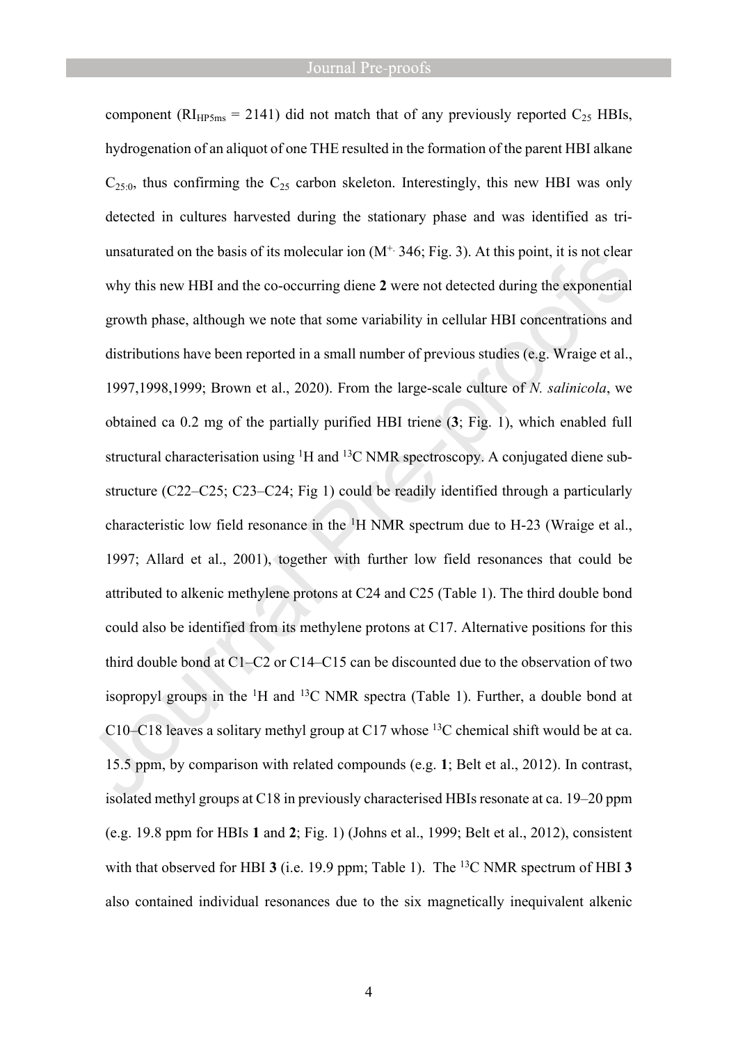component ($RI_{HP5ms}$ = 2141) did not match that of any previously reported $C_{25}$ HBIs, hydrogenation of an aliquot of one THE resulted in the formation of the parent HBI alkane $C_{25:0}$, thus confirming the $C_{25}$ carbon skeleton. Interestingly, this new HBI was only detected in cultures harvested during the stationary phase and was identified as tri-unsaturated on the basis of its molecular ion ($M^{+\cdot}$ 346; Fig. 3). At this point, it is not clear why this new HBI and the co-occurring diene **2** were not detected during the exponential growth phase, although we note that some variability in cellular HBI concentrations and distributions have been reported in a small number of previous studies (e.g. Wraige et al., 1997,1998,1999; Brown et al., 2020). From the large-scale culture of *N. salinicola*, we obtained ca 0.2 mg of the partially purified HBI triene (**3**; Fig. 1), which enabled full structural characterisation using $^1$H and $^{13}$C NMR spectroscopy. A conjugated diene sub-structure (C22–C25; C23–C24; Fig 1) could be readily identified through a particularly characteristic low field resonance in the $^1$H NMR spectrum due to H-23 (Wraige et al., 1997; Allard et al., 2001), together with further low field resonances that could be attributed to alkenic methylene protons at C24 and C25 (Table 1). The third double bond could also be identified from its methylene protons at C17. Alternative positions for this third double bond at C1–C2 or C14–C15 can be discounted due to the observation of two isopropyl groups in the $^1$H and $^{13}$C NMR spectra (Table 1). Further, a double bond at C10–C18 leaves a solitary methyl group at C17 whose $^{13}$C chemical shift would be at ca. 15.5 ppm, by comparison with related compounds (e.g. **1**; Belt et al., 2012). In contrast, isolated methyl groups at C18 in previously characterised HBIs resonate at ca. 19–20 ppm (e.g. 19.8 ppm for HBIs **1** and **2**; Fig. 1) (Johns et al., 1999; Belt et al., 2012), consistent with that observed for HBI **3** (i.e. 19.9 ppm; Table 1). The $^{13}$C NMR spectrum of HBI **3** also contained individual resonances due to the six magnetically inequivalent alkenic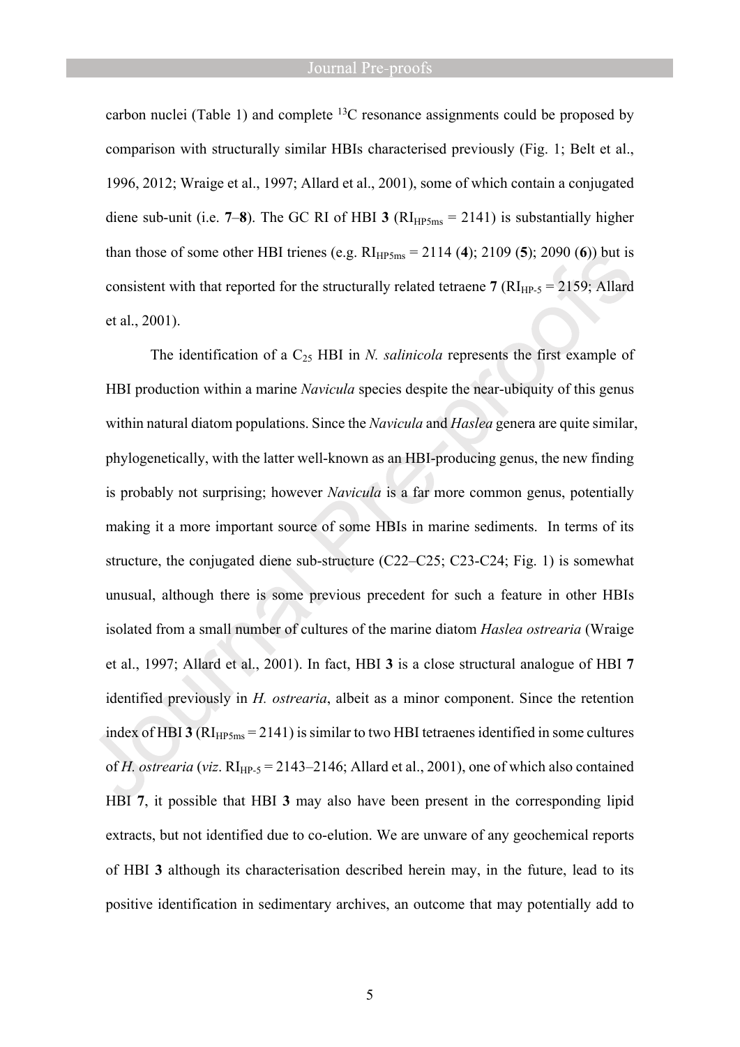carbon nuclei (Table 1) and complete $^{13}C$ resonance assignments could be proposed by comparison with structurally similar HBIs characterised previously (Fig. 1; Belt et al., 1996, 2012; Wraige et al., 1997; Allard et al., 2001), some of which contain a conjugated diene sub-unit (i.e. **7**–**8**). The GC RI of HBI **3** ($RI_{HP5ms}$ = 2141) is substantially higher than those of some other HBI trienes (e.g. $RI_{HP5ms}$ = 2114 (**4**); 2109 (**5**); 2090 (**6**)) but is consistent with that reported for the structurally related tetraene **7** ($RI_{HP-5}$ = 2159; Allard et al., 2001).

The identification of a $C_{25}$ HBI in *N. salinicola* represents the first example of HBI production within a marine *Navicula* species despite the near-ubiquity of this genus within natural diatom populations. Since the *Navicula* and *Haslea* genera are quite similar, phylogenetically, with the latter well-known as an HBI-producing genus, the new finding is probably not surprising; however *Navicula* is a far more common genus, potentially making it a more important source of some HBIs in marine sediments. In terms of its structure, the conjugated diene sub-structure (C22–C25; C23-C24; Fig. 1) is somewhat unusual, although there is some previous precedent for such a feature in other HBIs isolated from a small number of cultures of the marine diatom *Haslea ostrearia* (Wraige et al., 1997; Allard et al., 2001). In fact, HBI **3** is a close structural analogue of HBI **7** identified previously in *H. ostrearia*, albeit as a minor component. Since the retention index of HBI **3** ($RI_{HP5ms}$ = 2141) is similar to two HBI tetraenes identified in some cultures of *H. ostrearia* (*viz*. $RI_{HP-5}$ = 2143–2146; Allard et al., 2001), one of which also contained HBI **7**, it possible that HBI **3** may also have been present in the corresponding lipid extracts, but not identified due to co-elution. We are unware of any geochemical reports of HBI **3** although its characterisation described herein may, in the future, lead to its positive identification in sedimentary archives, an outcome that may potentially add to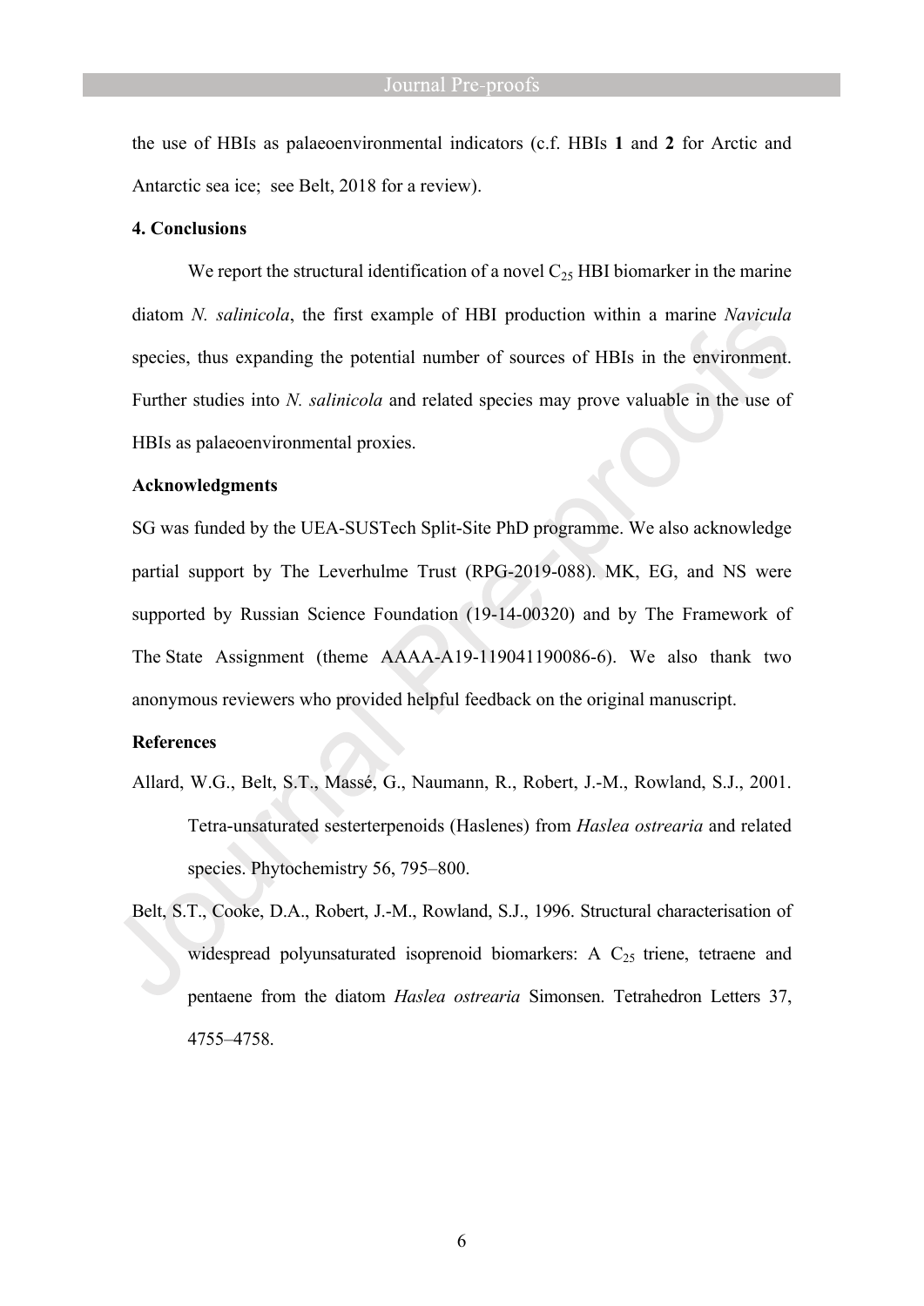the use of HBIs as palaeoenvironmental indicators (c.f. HBIs **1** and **2** for Arctic and Antarctic sea ice; see Belt, 2018 for a review).

## 4. Conclusions

We report the structural identification of a novel $C_{25}$ HBI biomarker in the marine diatom *N. salinicola*, the first example of HBI production within a marine *Navicula* species, thus expanding the potential number of sources of HBIs in the environment. Further studies into *N. salinicola* and related species may prove valuable in the use of HBIs as palaeoenvironmental proxies.

## Acknowledgments

SG was funded by the UEA-SUSTech Split-Site PhD programme. We also acknowledge partial support by The Leverhulme Trust (RPG-2019-088). MK, EG, and NS were supported by Russian Science Foundation (19-14-00320) and by The Framework of The State Assignment (theme AAAA-A19-119041190086-6). We also thank two anonymous reviewers who provided helpful feedback on the original manuscript.

## References

Allard, W.G., Belt, S.T., Massé, G., Naumann, R., Robert, J.-M., Rowland, S.J., 2001. Tetra-unsaturated sesterterpenoids (Haslenes) from *Haslea ostrearia* and related species. Phytochemistry 56, 795–800.

Belt, S.T., Cooke, D.A., Robert, J.-M., Rowland, S.J., 1996. Structural characterisation of widespread polyunsaturated isoprenoid biomarkers: A $C_{25}$ triene, tetraene and pentaene from the diatom *Haslea ostrearia* Simonsen. Tetrahedron Letters 37, 4755–4758.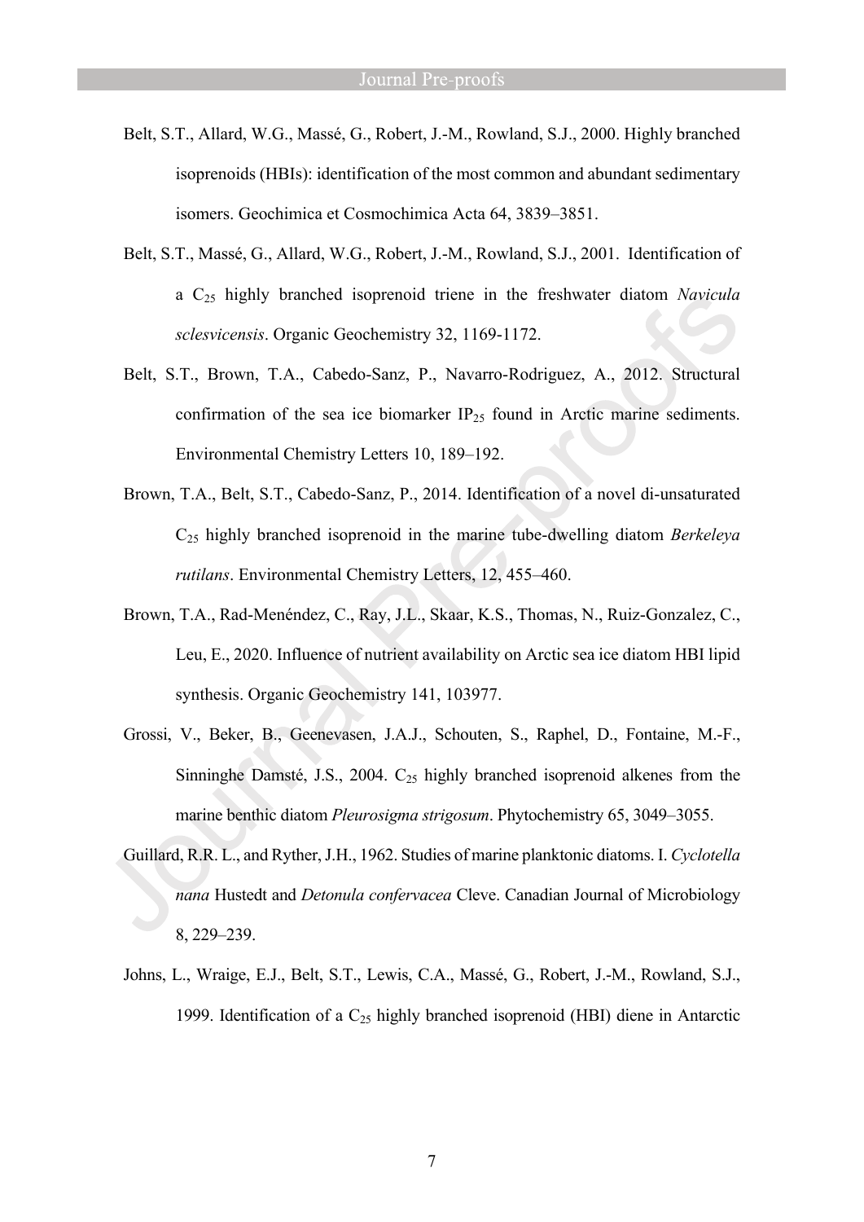Belt, S.T., Allard, W.G., Massé, G., Robert, J.-M., Rowland, S.J., 2000. Highly branched isoprenoids (HBIs): identification of the most common and abundant sedimentary isomers. Geochimica et Cosmochimica Acta 64, 3839–3851.

Belt, S.T., Massé, G., Allard, W.G., Robert, J.-M., Rowland, S.J., 2001. Identification of a $C_{25}$ highly branched isoprenoid triene in the freshwater diatom *Navicula sclesvicensis*. Organic Geochemistry 32, 1169-1172.

Belt, S.T., Brown, T.A., Cabedo-Sanz, P., Navarro-Rodriguez, A., 2012. Structural confirmation of the sea ice biomarker $IP_{25}$ found in Arctic marine sediments. Environmental Chemistry Letters 10, 189–192.

Brown, T.A., Belt, S.T., Cabedo-Sanz, P., 2014. Identification of a novel di-unsaturated $C_{25}$ highly branched isoprenoid in the marine tube-dwelling diatom *Berkeleya rutilans*. Environmental Chemistry Letters, 12, 455–460.

Brown, T.A., Rad-Menéndez, C., Ray, J.L., Skaar, K.S., Thomas, N., Ruiz-Gonzalez, C., Leu, E., 2020. Influence of nutrient availability on Arctic sea ice diatom HBI lipid synthesis. Organic Geochemistry 141, 103977.

Grossi, V., Beker, B., Geenevasen, J.A.J., Schouten, S., Raphel, D., Fontaine, M.-F., Sinninghe Damsté, J.S., 2004. $C_{25}$ highly branched isoprenoid alkenes from the marine benthic diatom *Pleurosigma strigosum*. Phytochemistry 65, 3049–3055.

Guillard, R.R. L., and Ryther, J.H., 1962. Studies of marine planktonic diatoms. I. *Cyclotella nana* Hustedt and *Detonula confervacea* Cleve. Canadian Journal of Microbiology 8, 229–239.

Johns, L., Wraige, E.J., Belt, S.T., Lewis, C.A., Massé, G., Robert, J.-M., Rowland, S.J., 1999. Identification of a $C_{25}$ highly branched isoprenoid (HBI) diene in Antarctic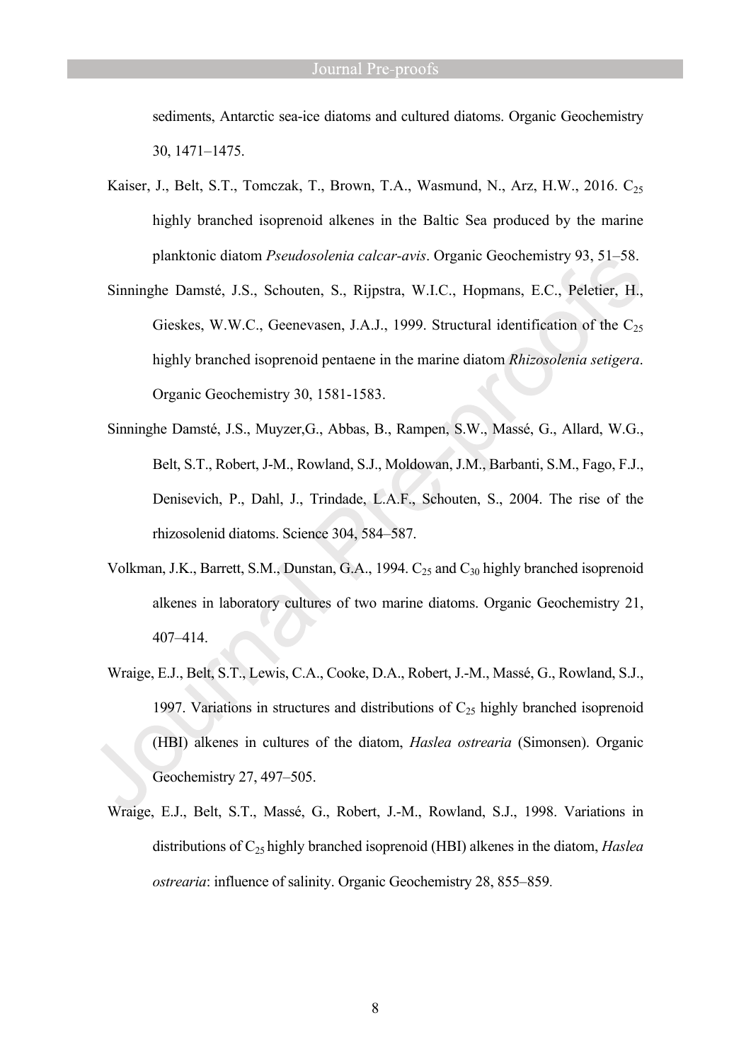sediments, Antarctic sea-ice diatoms and cultured diatoms. Organic Geochemistry 30, 1471–1475.

Kaiser, J., Belt, S.T., Tomczak, T., Brown, T.A., Wasmund, N., Arz, H.W., 2016. $C_{25}$ highly branched isoprenoid alkenes in the Baltic Sea produced by the marine planktonic diatom *Pseudosolenia calcar-avis*. Organic Geochemistry 93, 51–58.

Sinninghe Damsté, J.S., Schouten, S., Rijpstra, W.I.C., Hopmans, E.C., Peletier, H., Gieskes, W.W.C., Geenevasen, J.A.J., 1999. Structural identification of the $C_{25}$ highly branched isoprenoid pentaene in the marine diatom *Rhizosolenia setigera*. Organic Geochemistry 30, 1581-1583.

Sinninghe Damsté, J.S., Muyzer,G., Abbas, B., Rampen, S.W., Massé, G., Allard, W.G., Belt, S.T., Robert, J-M., Rowland, S.J., Moldowan, J.M., Barbanti, S.M., Fago, F.J., Denisevich, P., Dahl, J., Trindade, L.A.F., Schouten, S., 2004. The rise of the rhizosolenid diatoms. Science 304, 584–587.

Volkman, J.K., Barrett, S.M., Dunstan, G.A., 1994. $C_{25}$ and $C_{30}$ highly branched isoprenoid alkenes in laboratory cultures of two marine diatoms. Organic Geochemistry 21, 407–414.

Wraige, E.J., Belt, S.T., Lewis, C.A., Cooke, D.A., Robert, J.-M., Massé, G., Rowland, S.J., 1997. Variations in structures and distributions of $C_{25}$ highly branched isoprenoid (HBI) alkenes in cultures of the diatom, *Haslea ostrearia* (Simonsen). Organic Geochemistry 27, 497–505.

Wraige, E.J., Belt, S.T., Massé, G., Robert, J.-M., Rowland, S.J., 1998. Variations in distributions of $C_{25}$ highly branched isoprenoid (HBI) alkenes in the diatom, *Haslea ostrearia*: influence of salinity. Organic Geochemistry 28, 855–859.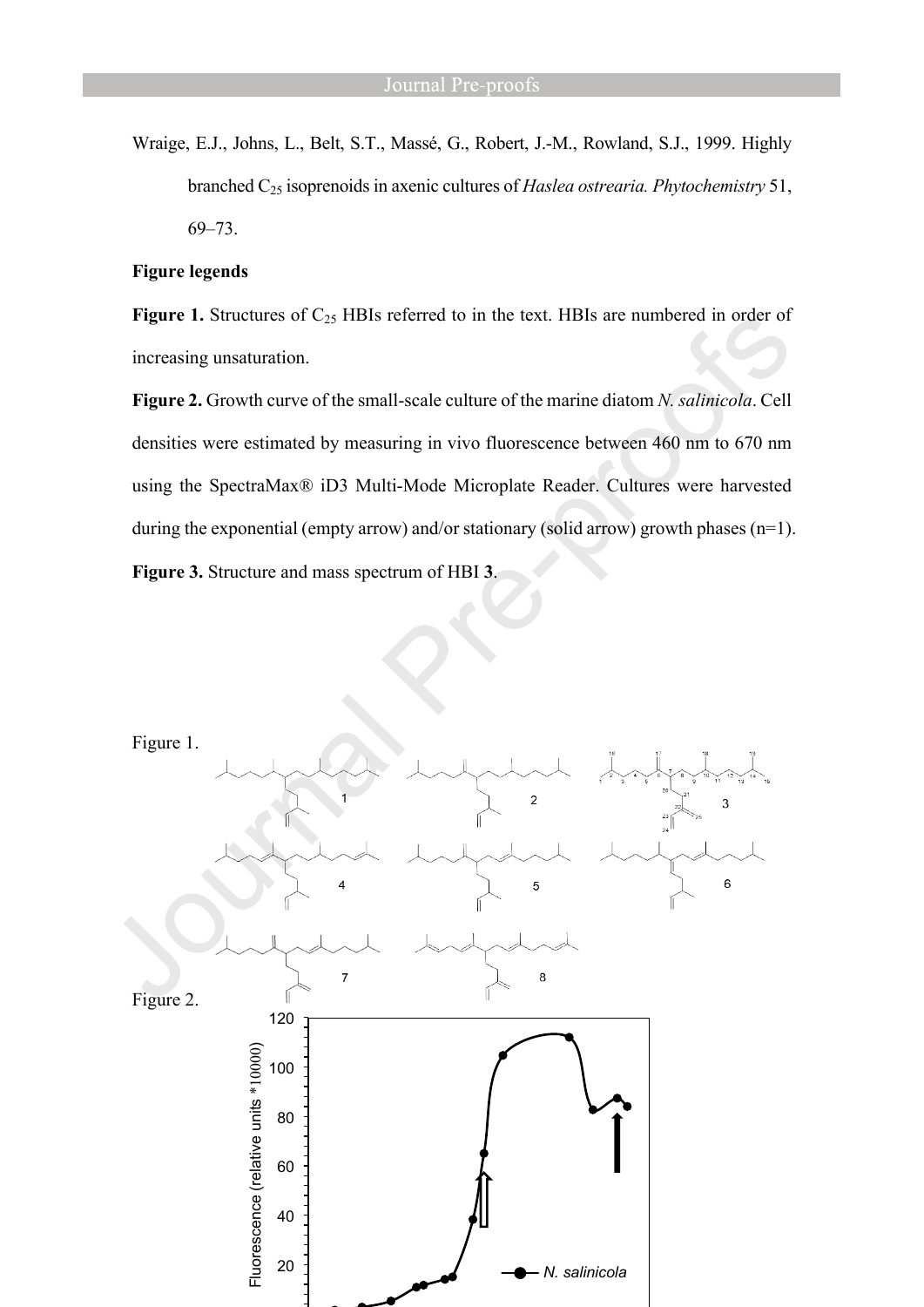Wraige, E.J., Johns, L., Belt, S.T., Massé, G., Robert, J.-M., Rowland, S.J., 1999. Highly branched $C_{25}$ isoprenoids in axenic cultures of *Haslea ostrearia. Phytochemistry* 51, 69–73.

**Figure legends**

**Figure 1.** Structures of $C_{25}$ HBIs referred to in the text. HBIs are numbered in order of increasing unsaturation.

**Figure 2.** Growth curve of the small-scale culture of the marine diatom *N. salinicola*. Cell densities were estimated by measuring in vivo fluorescence between 460 nm to 670 nm using the SpectraMax® iD3 Multi-Mode Microplate Reader. Cultures were harvested during the exponential (empty arrow) and/or stationary (solid arrow) growth phases (n=1).

**Figure 3.** Structure and mass spectrum of HBI **3**.

Figure 1.

1 2 3 4 5 6 7 8

16 17 18 19
1 2 3 4 5 6 7 8 9 10 11 12 13 14 15
20 21 22 23 24 25

Figure 2.

Fluorescence (relative units *10000)

120
100
80
60
40
20

*N. salinicola*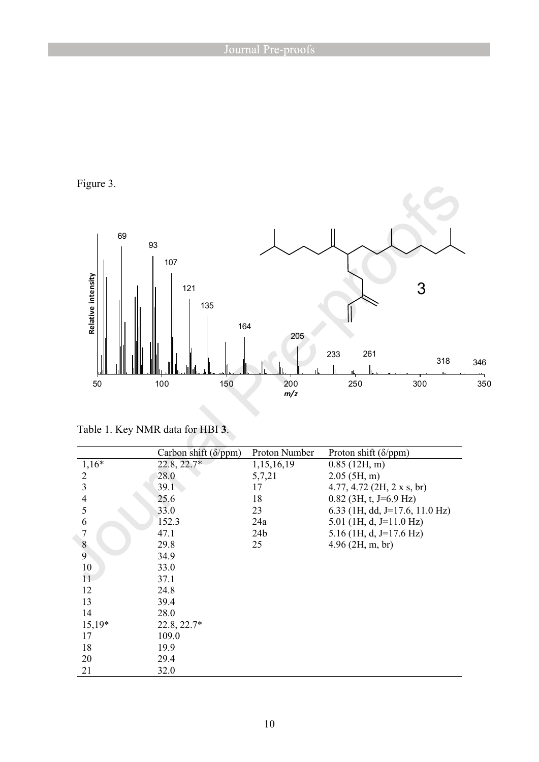Figure 3.

69

93

107

121

135

164

205

233

261

318

346

Relative intensity

50 100 150 200 250 300 350

*m/z*

3

Table 1. Key NMR data for HBI **3**.

| | Carbon shift (δ/ppm) | Proton Number | Proton shift (δ/ppm) |
|---|---|---|---|
| 1,16* | 22.8, 22.7* | 1,15,16,19 | 0.85 (12H, m) |
| 2 | 28.0 | 5,7,21 | 2.05 (5H, m) |
| 3 | 39.1 | 17 | 4.77, 4.72 (2H, 2 x s, br) |
| 4 | 25.6 | 18 | 0.82 (3H, t, J=6.9 Hz) |
| 5 | 33.0 | 23 | 6.33 (1H, dd, J=17.6, 11.0 Hz) |
| 6 | 152.3 | 24a | 5.01 (1H, d, J=11.0 Hz) |
| 7 | 47.1 | 24b | 5.16 (1H, d, J=17.6 Hz) |
| 8 | 29.8 | 25 | 4.96 (2H, m, br) |
| 9 | 34.9 | | |
| 10 | 33.0 | | |
| 11 | 37.1 | | |
| 12 | 24.8 | | |
| 13 | 39.4 | | |
| 14 | 28.0 | | |
| 15,19* | 22.8, 22.7* | | |
| 17 | 109.0 | | |
| 18 | 19.9 | | |
| 20 | 29.4 | | |
| 21 | 32.0 | | |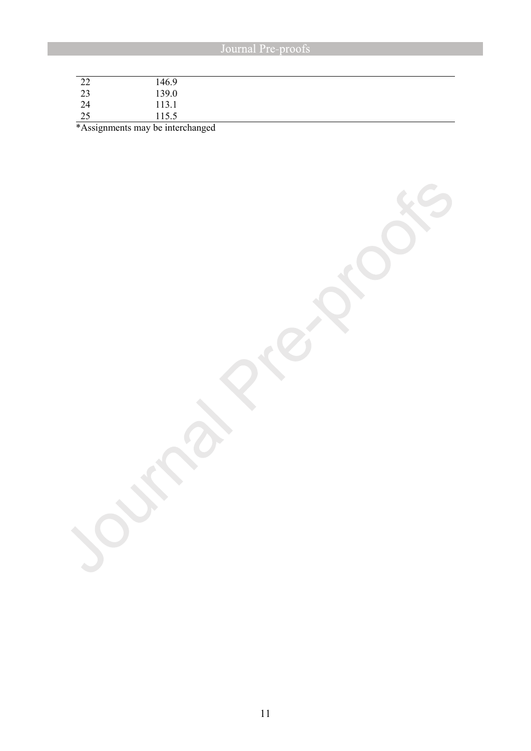| | |
|---|---|
| 22 | 146.9 |
| 23 | 139.0 |
| 24 | 113.1 |
| 25 | 115.5 |

*Assignments may be interchanged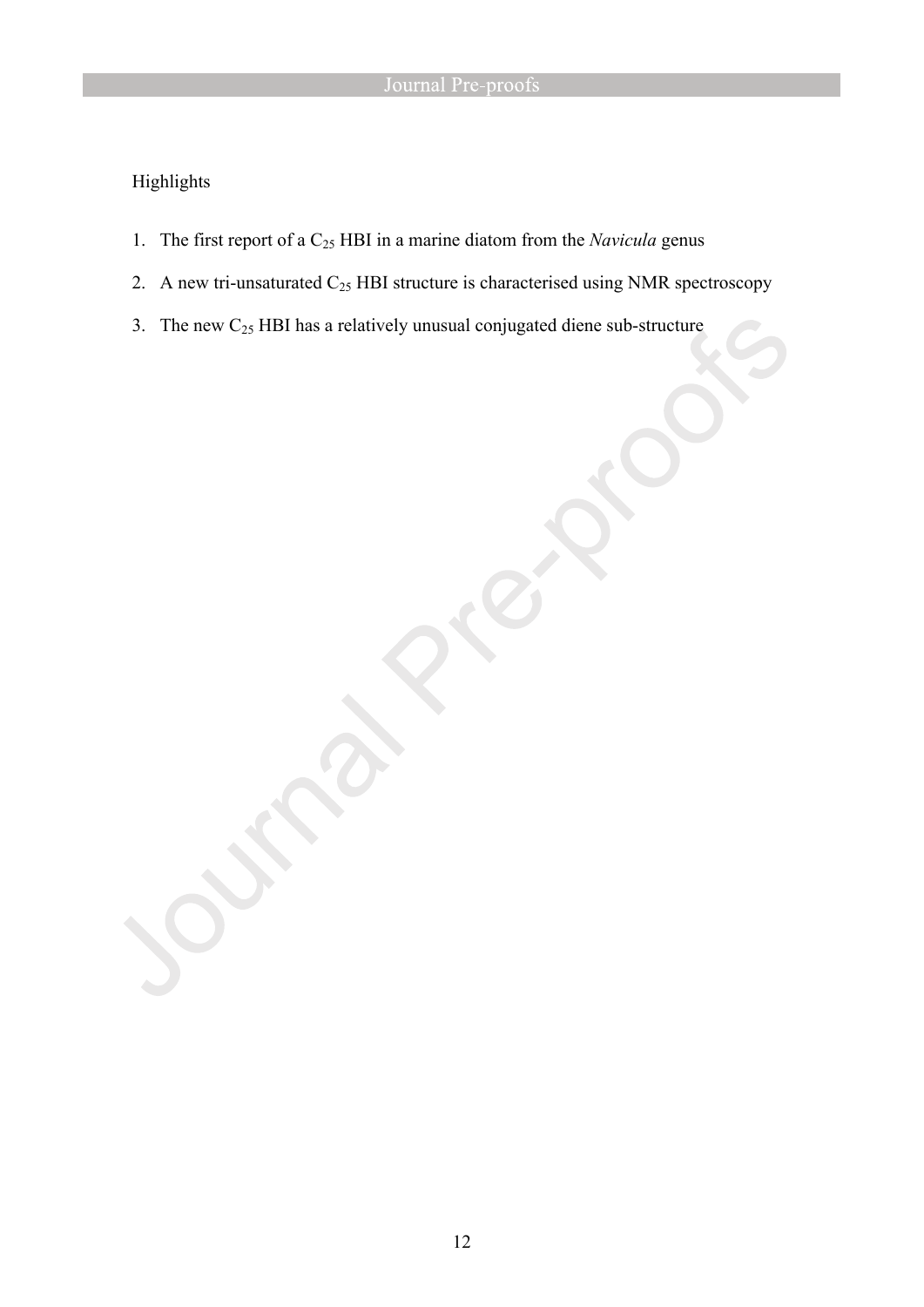Highlights

1. The first report of a $C_{25}$ HBI in a marine diatom from the *Navicula* genus
2. A new tri-unsaturated $C_{25}$ HBI structure is characterised using NMR spectroscopy
3. The new $C_{25}$ HBI has a relatively unusual conjugated diene sub-structure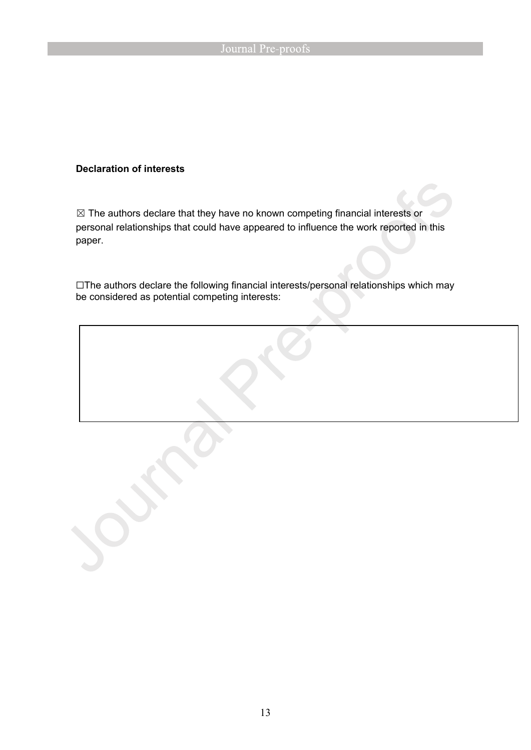**Declaration of interests**

☒ The authors declare that they have no known competing financial interests or personal relationships that could have appeared to influence the work reported in this paper.

☐The authors declare the following financial interests/personal relationships which may be considered as potential competing interests: